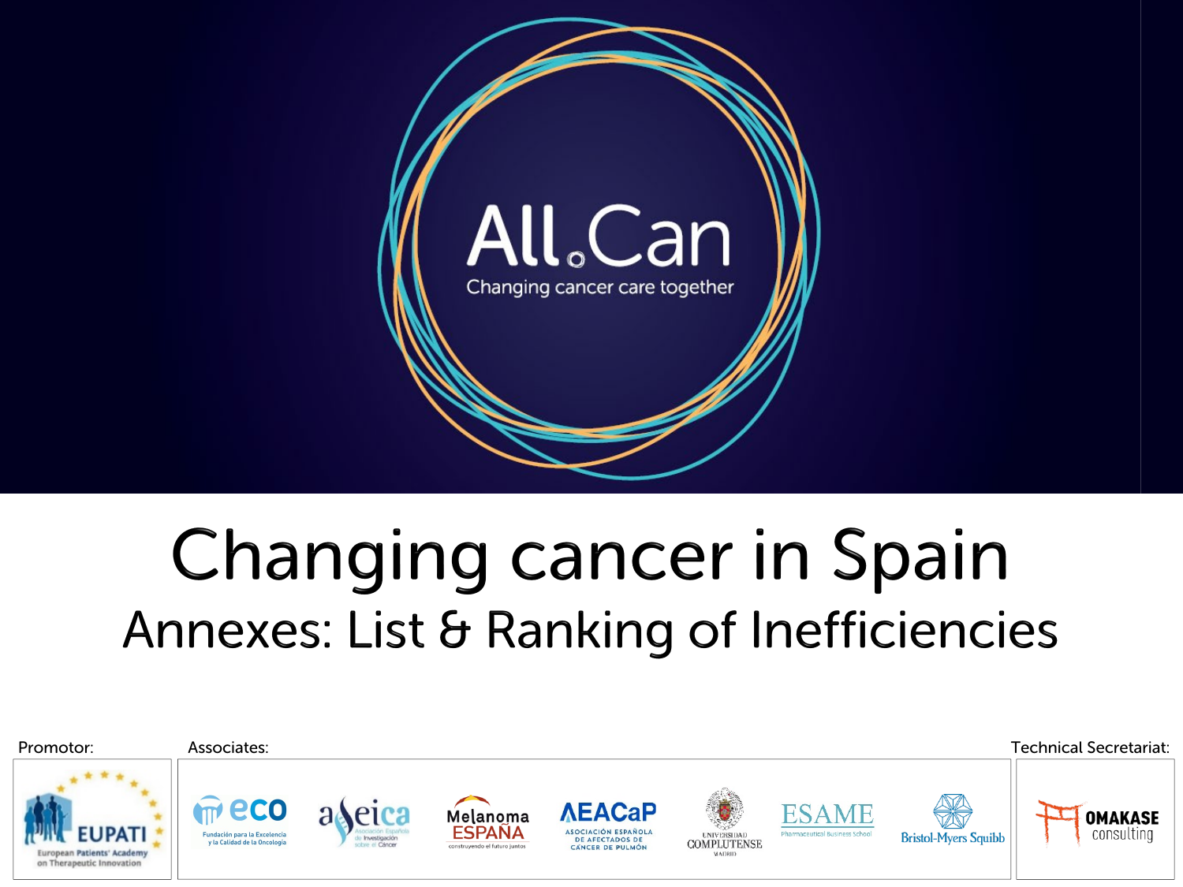All.Can

Changing cancer care together

# Changing cancer in Spain

## Annexes: List & Ranking of Inefficiencies

Promotor:

EUPATI – European Patients' Academy on Therapeutic Innovation

Associates:

eco – Fundación para la Excelencia y la Calidad de la Oncología

aseica – Asociación Española de Investigación sobre el Cáncer

Melanoma España – construyendo el futuro juntos

AEACaP – Asociación Española de Afectados de Cáncer de Pulmón

Universidad Complutense Madrid

ESAME – Pharmaceutical Business School

Bristol-Myers Squibb

Technical Secretariat:

OMAKASE consulting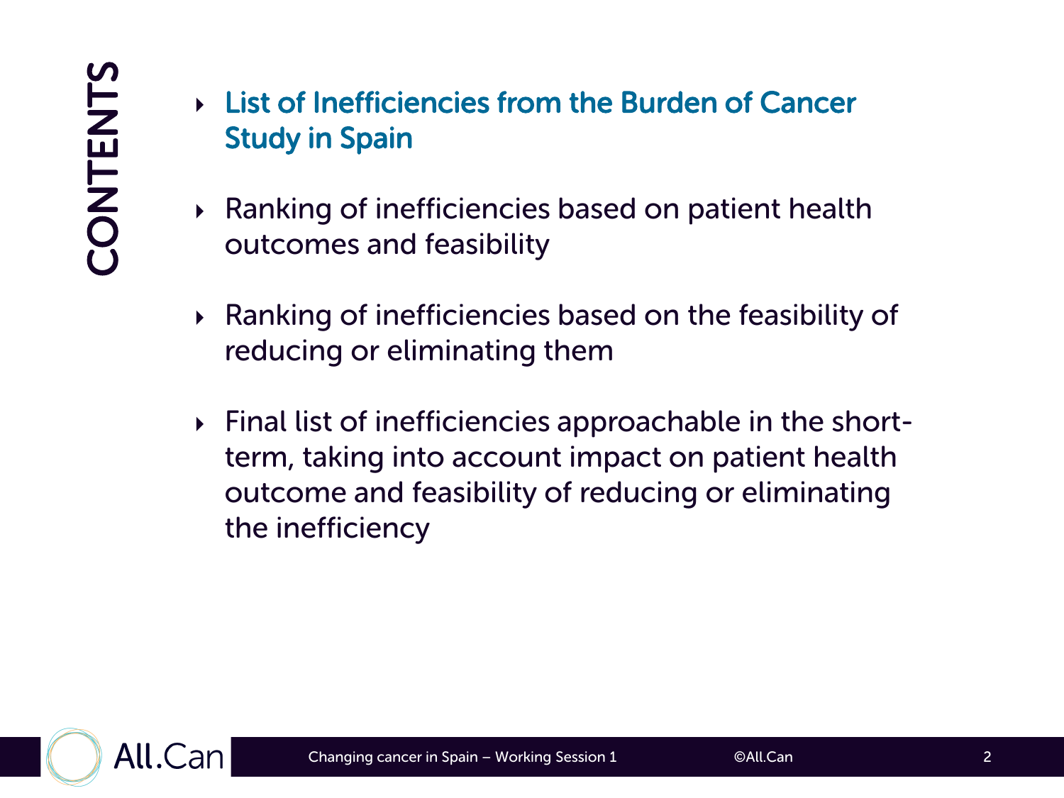# CONTENTS

- **List of Inefficiencies from the Burden of Cancer Study in Spain**
- Ranking of inefficiencies based on patient health outcomes and feasibility
- Ranking of inefficiencies based on the feasibility of reducing or eliminating them
- Final list of inefficiencies approachable in the short-term, taking into account impact on patient health outcome and feasibility of reducing or eliminating the inefficiency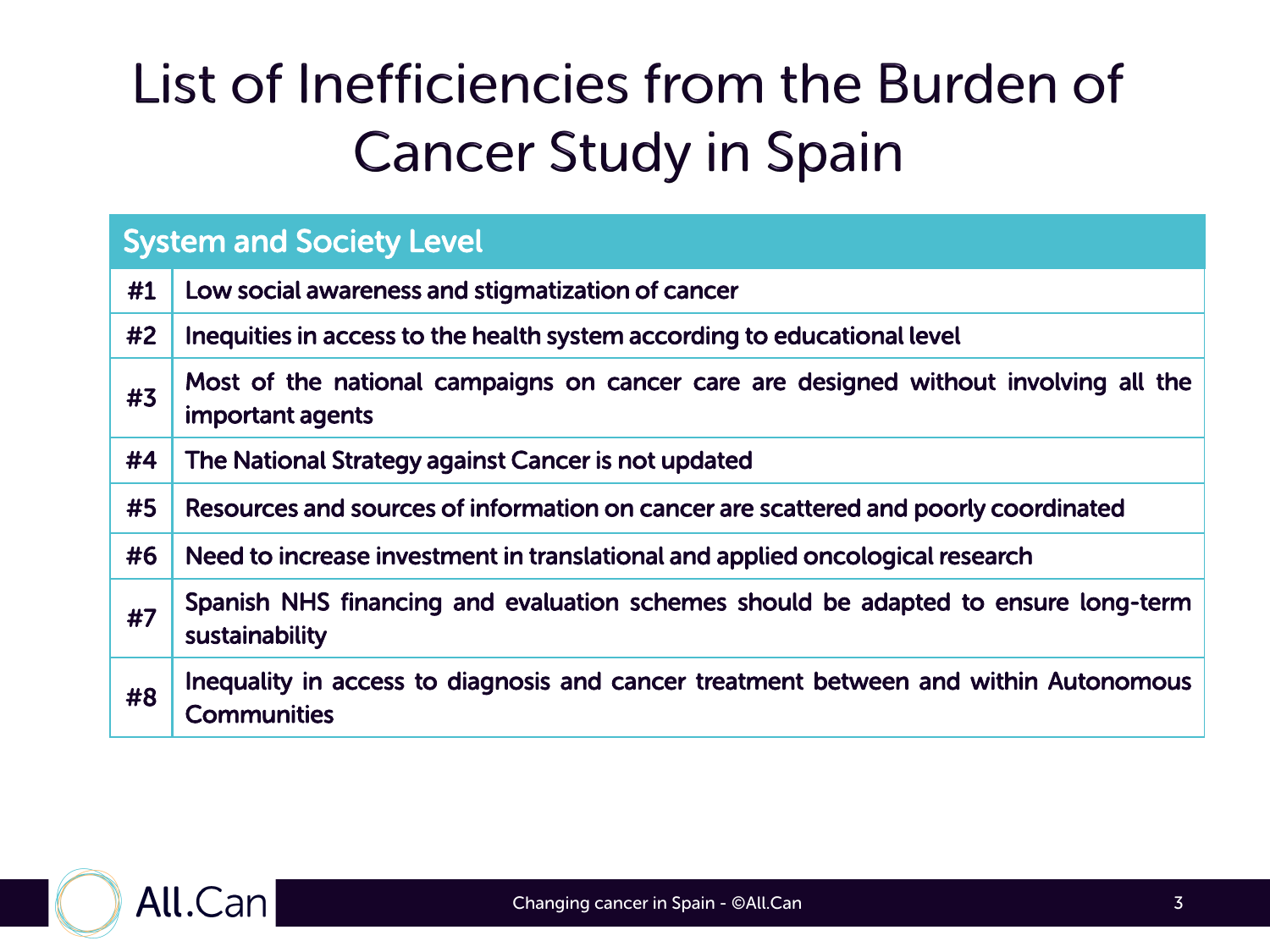# List of Inefficiencies from the Burden of Cancer Study in Spain

| System and Society Level | |
|---|---|
| #1 | Low social awareness and stigmatization of cancer |
| #2 | Inequities in access to the health system according to educational level |
| #3 | Most of the national campaigns on cancer care are designed without involving all the important agents |
| #4 | The National Strategy against Cancer is not updated |
| #5 | Resources and sources of information on cancer are scattered and poorly coordinated |
| #6 | Need to increase investment in translational and applied oncological research |
| #7 | Spanish NHS financing and evaluation schemes should be adapted to ensure long-term sustainability |
| #8 | Inequality in access to diagnosis and cancer treatment between and within Autonomous Communities |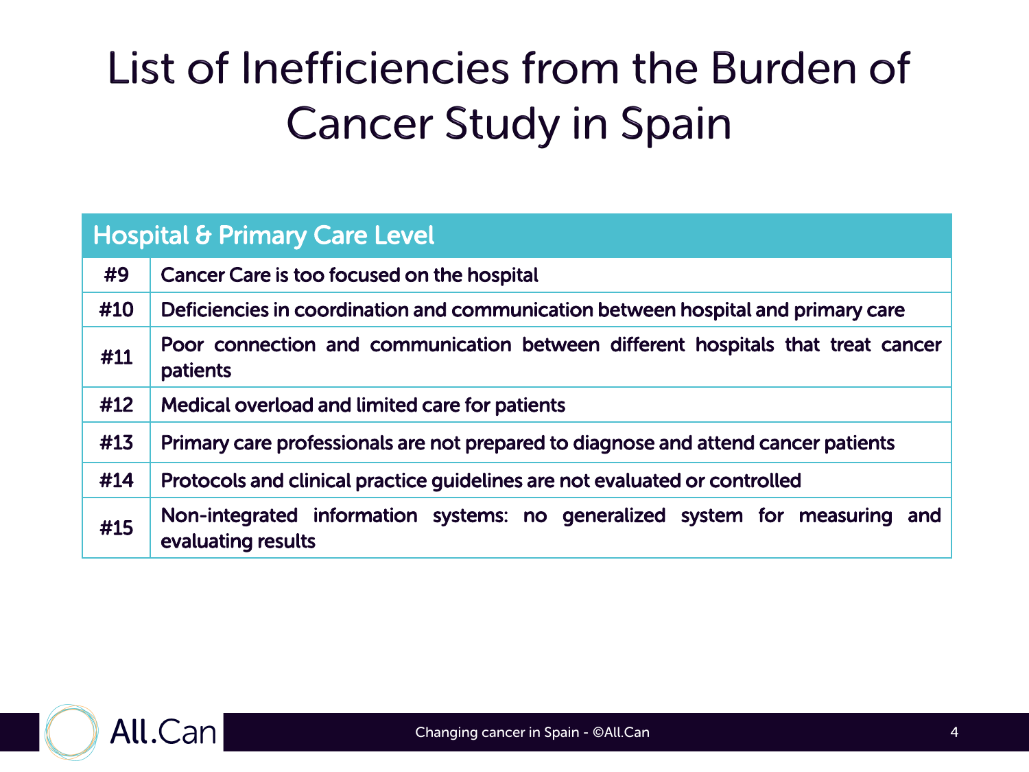# List of Inefficiencies from the Burden of Cancer Study in Spain

| Hospital & Primary Care Level | |
|---|---|
| #9 | Cancer Care is too focused on the hospital |
| #10 | Deficiencies in coordination and communication between hospital and primary care |
| #11 | Poor connection and communication between different hospitals that treat cancer patients |
| #12 | Medical overload and limited care for patients |
| #13 | Primary care professionals are not prepared to diagnose and attend cancer patients |
| #14 | Protocols and clinical practice guidelines are not evaluated or controlled |
| #15 | Non-integrated information systems: no generalized system for measuring and evaluating results |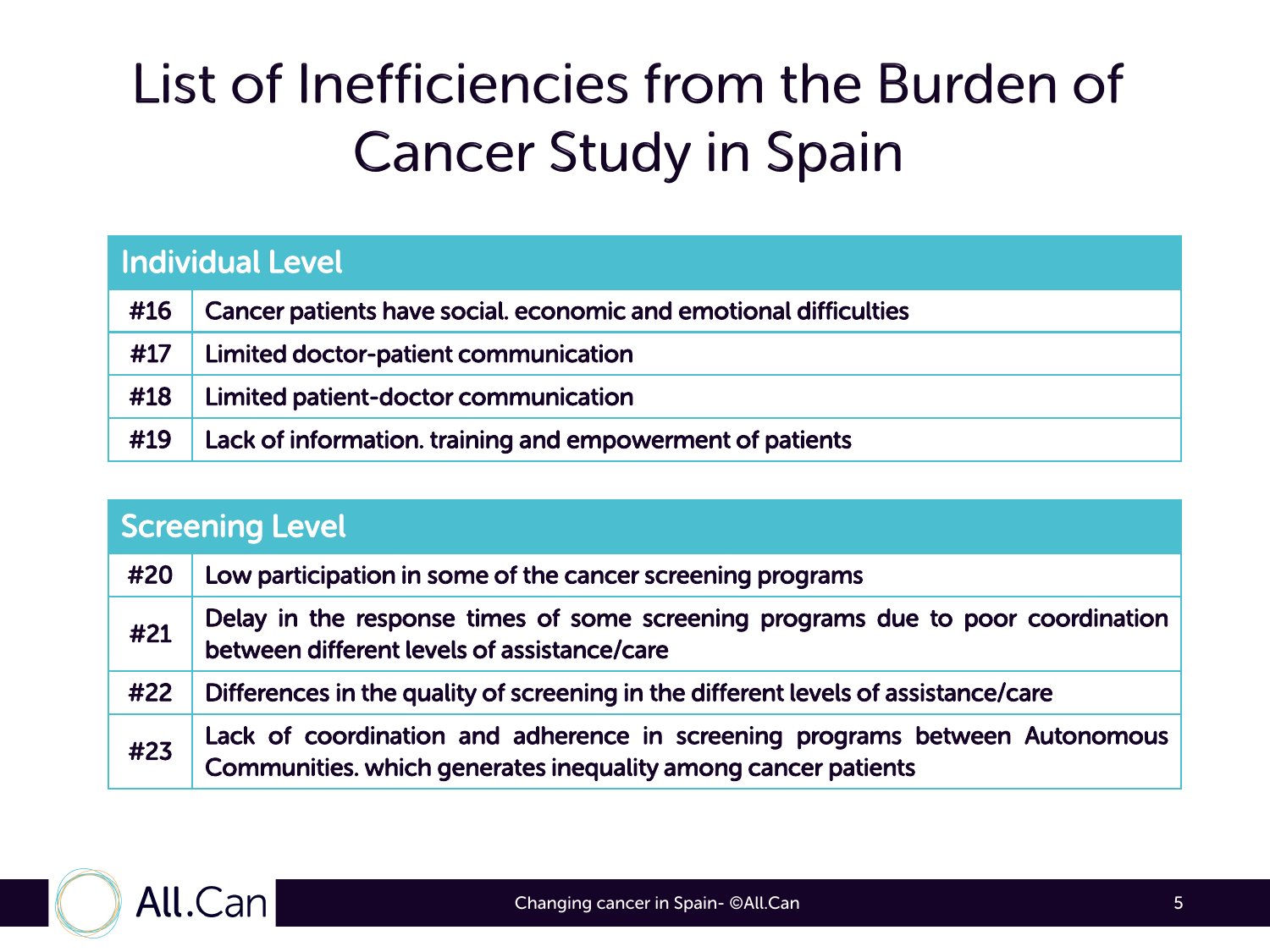# List of Inefficiencies from the Burden of Cancer Study in Spain

| Individual Level | |
|---|---|
| #16 | Cancer patients have social. economic and emotional difficulties |
| #17 | Limited doctor-patient communication |
| #18 | Limited patient-doctor communication |
| #19 | Lack of information. training and empowerment of patients |

| Screening Level | |
|---|---|
| #20 | Low participation in some of the cancer screening programs |
| #21 | Delay in the response times of some screening programs due to poor coordination between different levels of assistance/care |
| #22 | Differences in the quality of screening in the different levels of assistance/care |
| #23 | Lack of coordination and adherence in screening programs between Autonomous Communities. which generates inequality among cancer patients |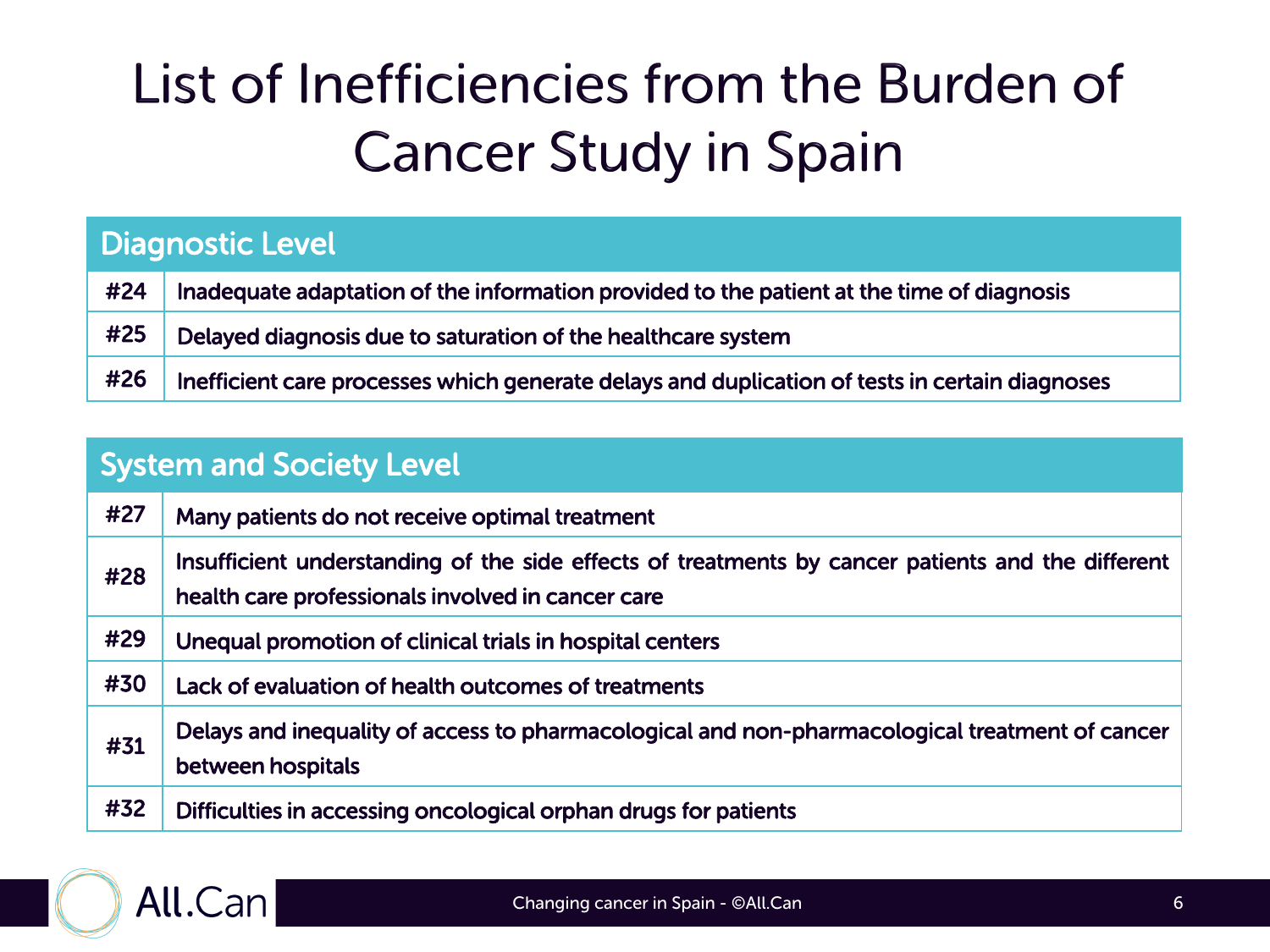# List of Inefficiencies from the Burden of Cancer Study in Spain

| Diagnostic Level | |
|---|---|
| #24 | Inadequate adaptation of the information provided to the patient at the time of diagnosis |
| #25 | Delayed diagnosis due to saturation of the healthcare system |
| #26 | Inefficient care processes which generate delays and duplication of tests in certain diagnoses |

| System and Society Level | |
|---|---|
| #27 | Many patients do not receive optimal treatment |
| #28 | Insufficient understanding of the side effects of treatments by cancer patients and the different health care professionals involved in cancer care |
| #29 | Unequal promotion of clinical trials in hospital centers |
| #30 | Lack of evaluation of health outcomes of treatments |
| #31 | Delays and inequality of access to pharmacological and non-pharmacological treatment of cancer between hospitals |
| #32 | Difficulties in accessing oncological orphan drugs for patients |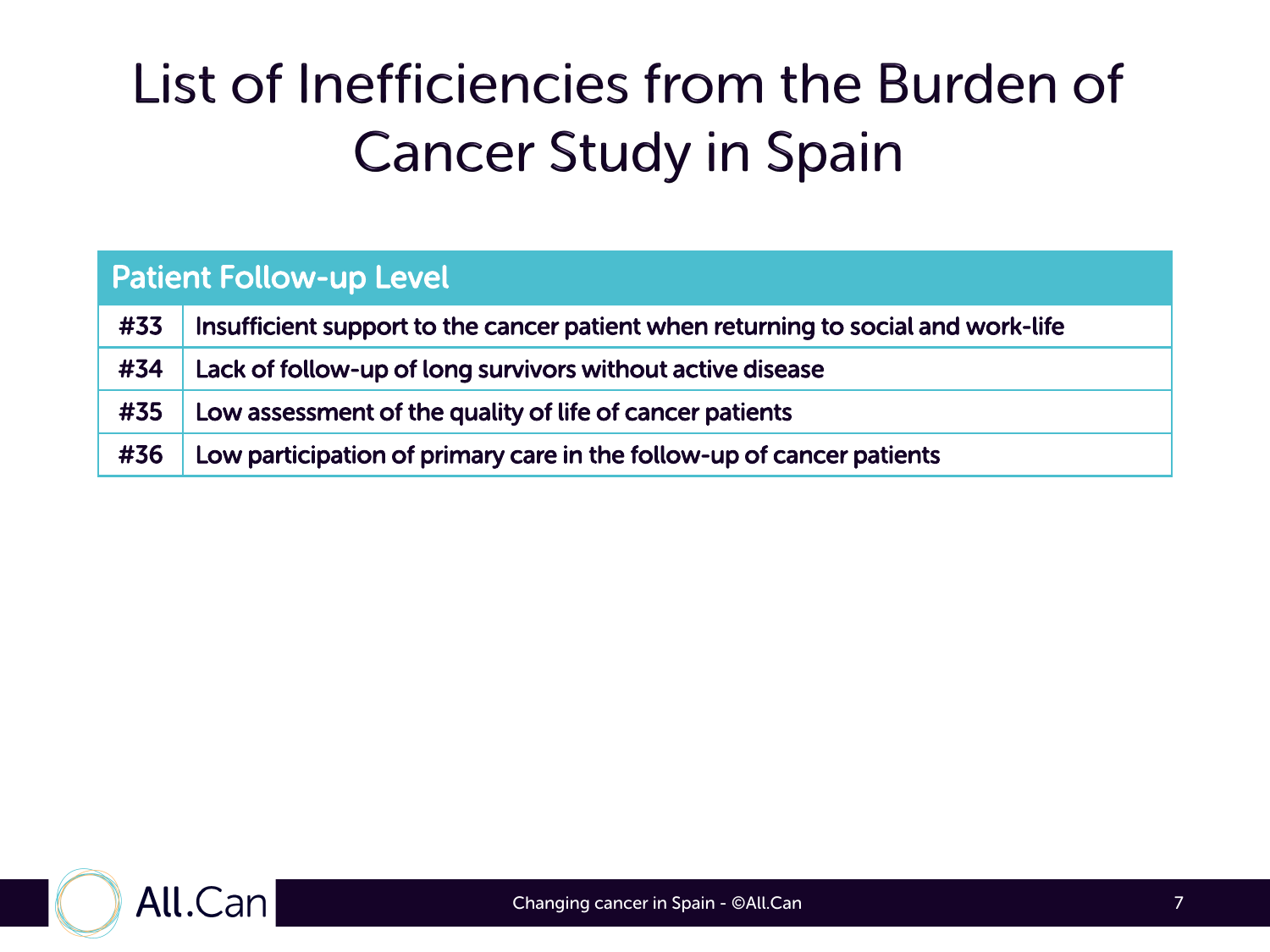# List of Inefficiencies from the Burden of Cancer Study in Spain

| Patient Follow-up Level | |
|---|---|
| #33 | Insufficient support to the cancer patient when returning to social and work-life |
| #34 | Lack of follow-up of long survivors without active disease |
| #35 | Low assessment of the quality of life of cancer patients |
| #36 | Low participation of primary care in the follow-up of cancer patients |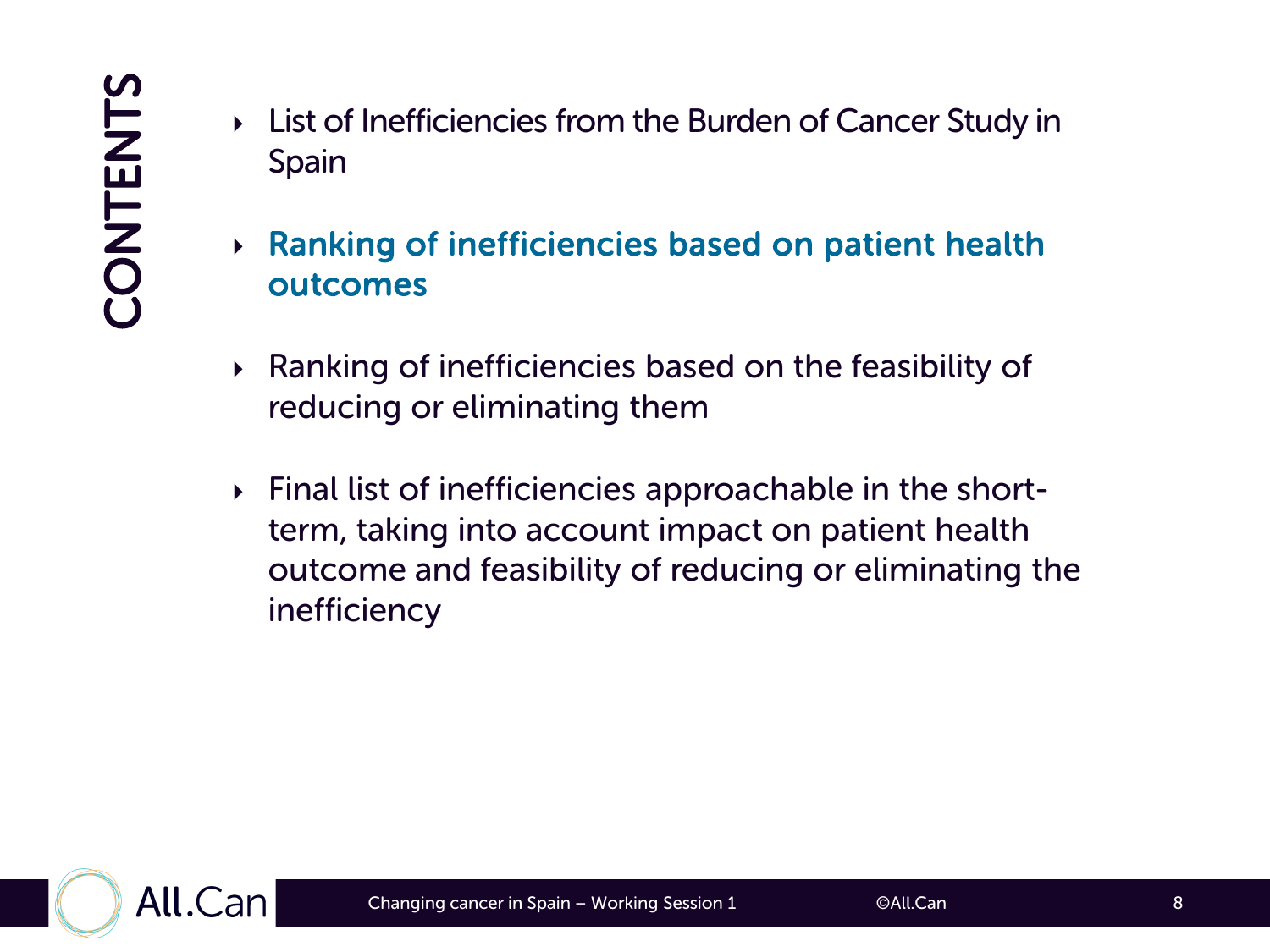# CONTENTS

- List of Inefficiencies from the Burden of Cancer Study in Spain
- **Ranking of inefficiencies based on patient health outcomes**
- Ranking of inefficiencies based on the feasibility of reducing or eliminating them
- Final list of inefficiencies approachable in the short-term, taking into account impact on patient health outcome and feasibility of reducing or eliminating the inefficiency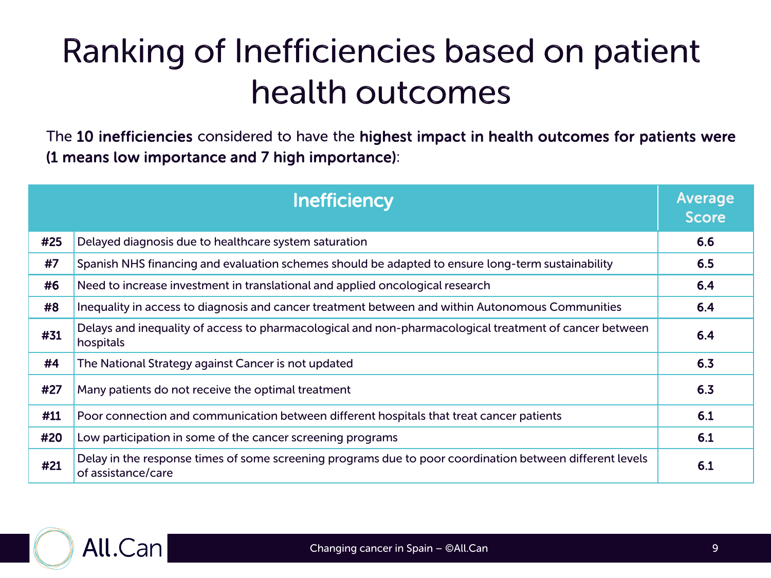# Ranking of Inefficiencies based on patient health outcomes

The **10 inefficiencies** considered to have the **highest impact in health outcomes for patients were (1 means low importance and 7 high importance)**:

| | Inefficiency | Average Score |
|---|---|---|
| #25 | Delayed diagnosis due to healthcare system saturation | 6.6 |
| #7 | Spanish NHS financing and evaluation schemes should be adapted to ensure long-term sustainability | 6.5 |
| #6 | Need to increase investment in translational and applied oncological research | 6.4 |
| #8 | Inequality in access to diagnosis and cancer treatment between and within Autonomous Communities | 6.4 |
| #31 | Delays and inequality of access to pharmacological and non-pharmacological treatment of cancer between hospitals | 6.4 |
| #4 | The National Strategy against Cancer is not updated | 6.3 |
| #27 | Many patients do not receive the optimal treatment | 6.3 |
| #11 | Poor connection and communication between different hospitals that treat cancer patients | 6.1 |
| #20 | Low participation in some of the cancer screening programs | 6.1 |
| #21 | Delay in the response times of some screening programs due to poor coordination between different levels of assistance/care | 6.1 |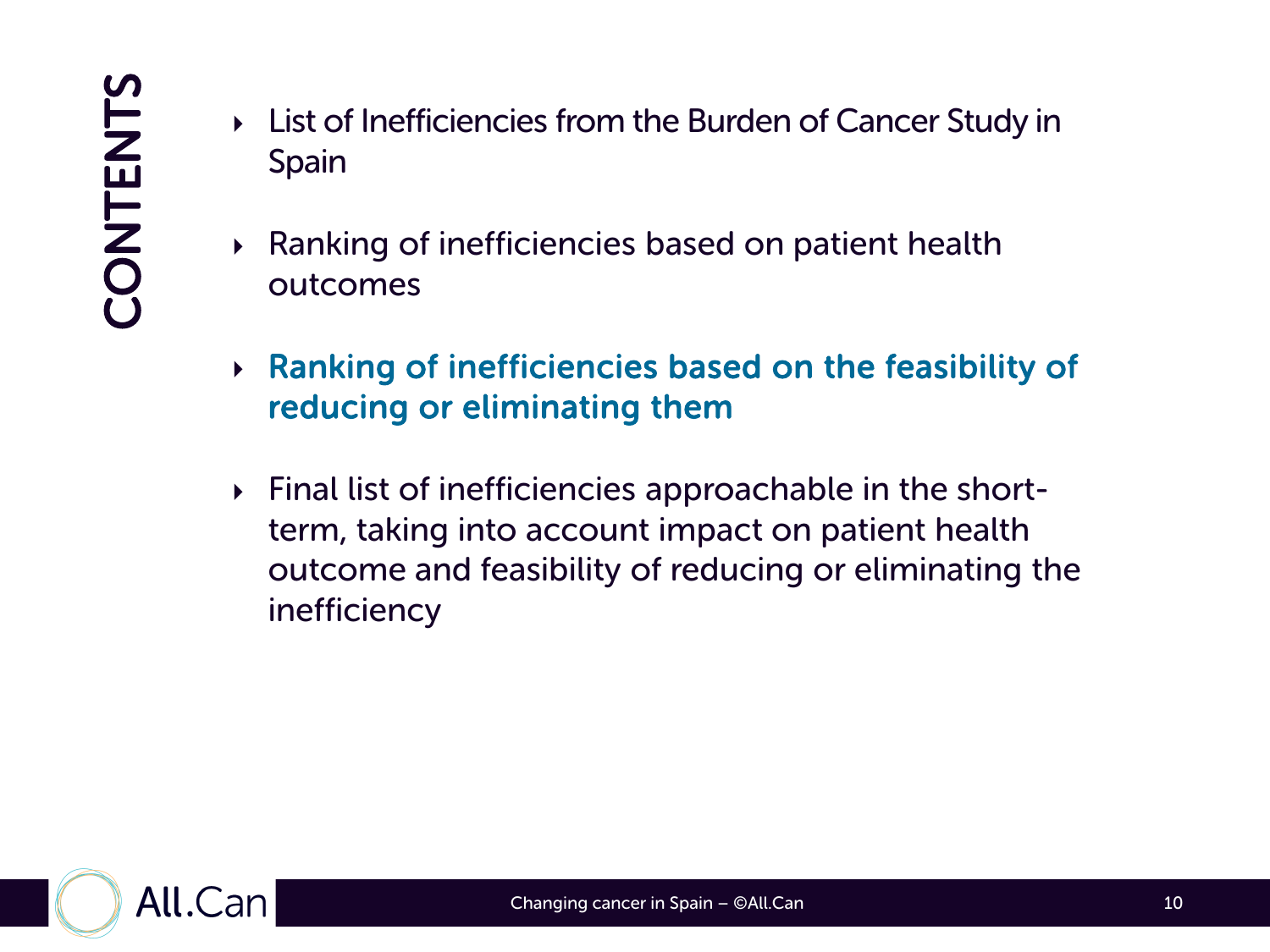# CONTENTS

- List of Inefficiencies from the Burden of Cancer Study in Spain
- Ranking of inefficiencies based on patient health outcomes
- **Ranking of inefficiencies based on the feasibility of reducing or eliminating them**
- Final list of inefficiencies approachable in the short-term, taking into account impact on patient health outcome and feasibility of reducing or eliminating the inefficiency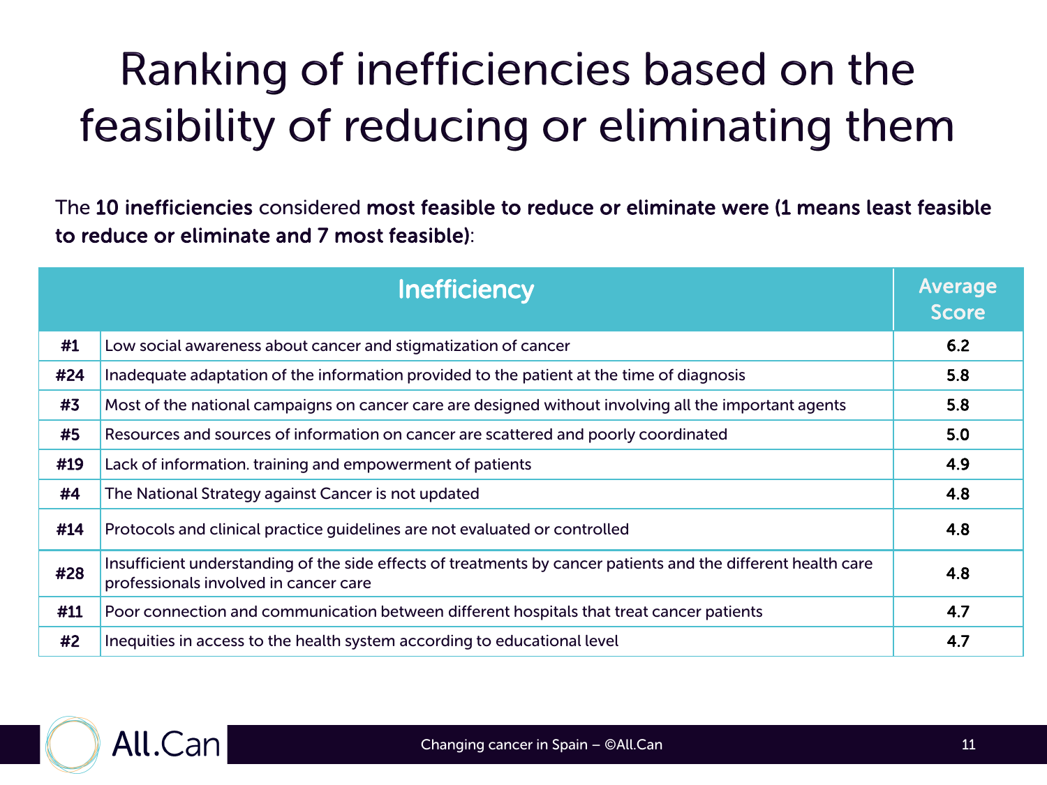# Ranking of inefficiencies based on the feasibility of reducing or eliminating them

The **10 inefficiencies** considered **most feasible to reduce or eliminate were (1 means least feasible to reduce or eliminate and 7 most feasible)**:

| | Inefficiency | Average Score |
|---|---|---|
| **#1** | Low social awareness about cancer and stigmatization of cancer | **6.2** |
| **#24** | Inadequate adaptation of the information provided to the patient at the time of diagnosis | **5.8** |
| **#3** | Most of the national campaigns on cancer care are designed without involving all the important agents | **5.8** |
| **#5** | Resources and sources of information on cancer are scattered and poorly coordinated | **5.0** |
| **#19** | Lack of information. training and empowerment of patients | **4.9** |
| **#4** | The National Strategy against Cancer is not updated | **4.8** |
| **#14** | Protocols and clinical practice guidelines are not evaluated or controlled | **4.8** |
| **#28** | Insufficient understanding of the side effects of treatments by cancer patients and the different health care professionals involved in cancer care | **4.8** |
| **#11** | Poor connection and communication between different hospitals that treat cancer patients | **4.7** |
| **#2** | Inequities in access to the health system according to educational level | **4.7** |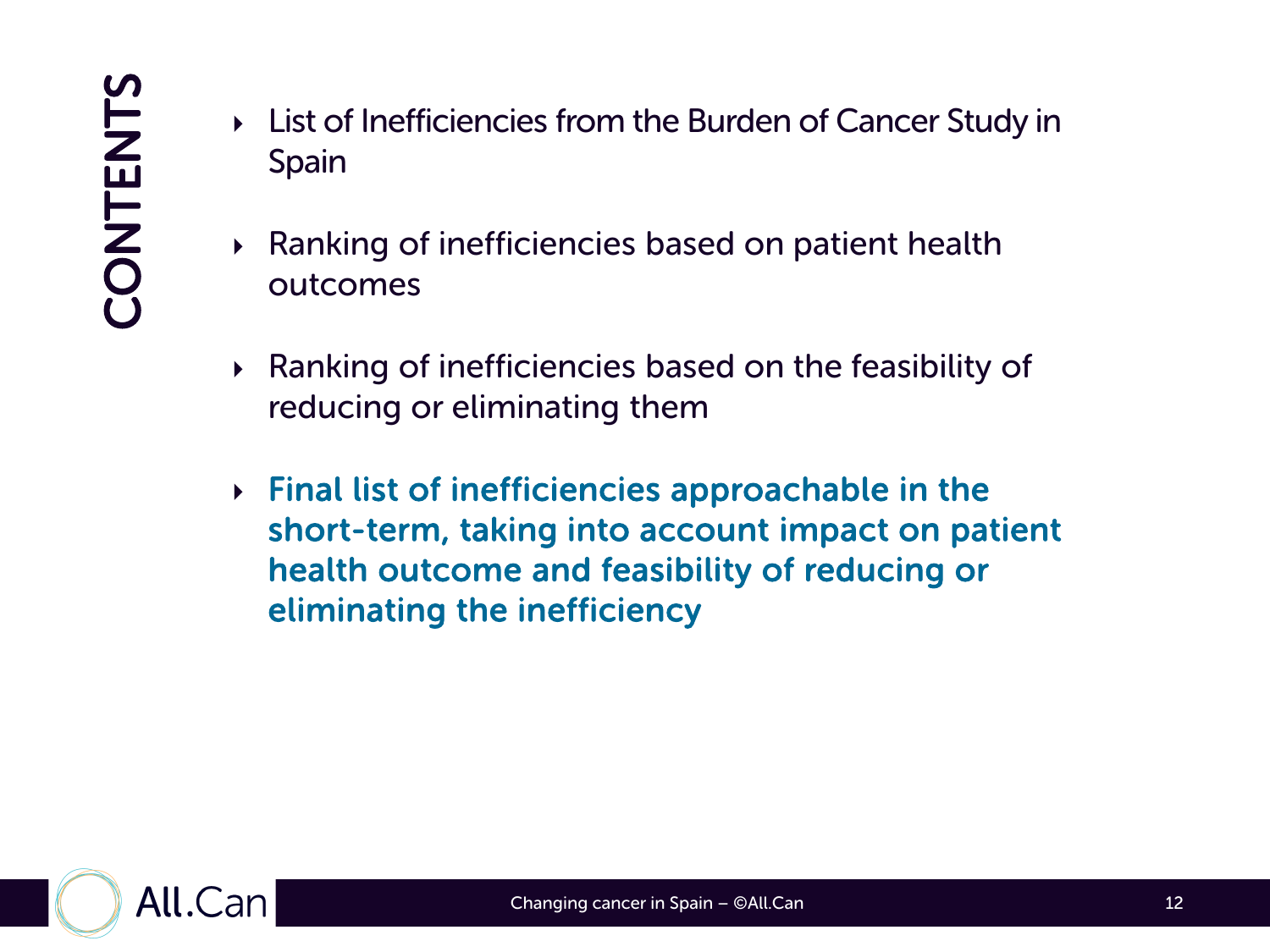# CONTENTS

- List of Inefficiencies from the Burden of Cancer Study in Spain
- Ranking of inefficiencies based on patient health outcomes
- Ranking of inefficiencies based on the feasibility of reducing or eliminating them
- **Final list of inefficiencies approachable in the short-term, taking into account impact on patient health outcome and feasibility of reducing or eliminating the inefficiency**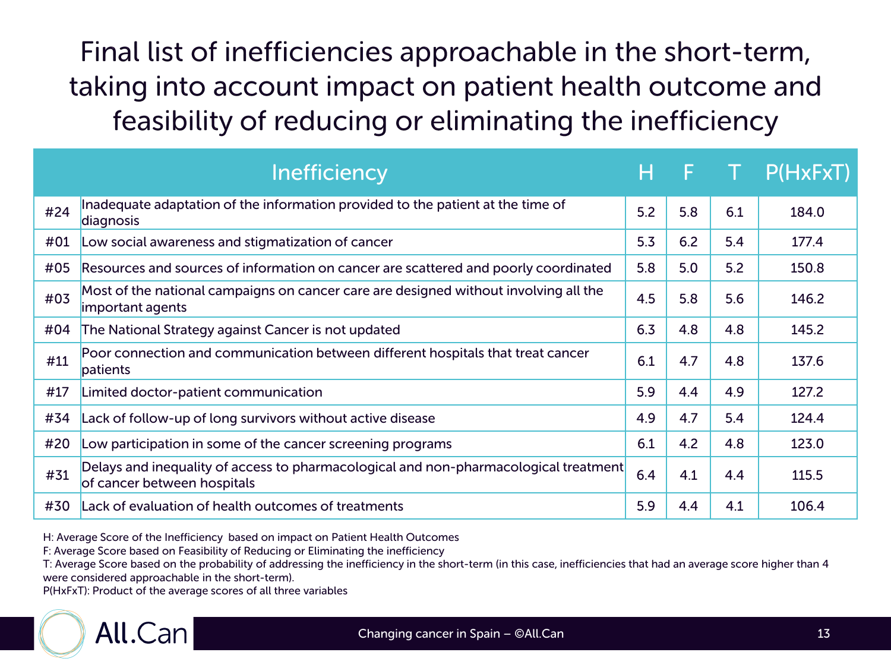# Final list of inefficiencies approachable in the short-term, taking into account impact on patient health outcome and feasibility of reducing or eliminating the inefficiency

| | Inefficiency | H | F | T | P(HxFxT) |
|---|---|---|---|---|---|
| #24 | Inadequate adaptation of the information provided to the patient at the time of diagnosis | 5.2 | 5.8 | 6.1 | 184.0 |
| #01 | Low social awareness and stigmatization of cancer | 5.3 | 6.2 | 5.4 | 177.4 |
| #05 | Resources and sources of information on cancer are scattered and poorly coordinated | 5.8 | 5.0 | 5.2 | 150.8 |
| #03 | Most of the national campaigns on cancer care are designed without involving all the important agents | 4.5 | 5.8 | 5.6 | 146.2 |
| #04 | The National Strategy against Cancer is not updated | 6.3 | 4.8 | 4.8 | 145.2 |
| #11 | Poor connection and communication between different hospitals that treat cancer patients | 6.1 | 4.7 | 4.8 | 137.6 |
| #17 | Limited doctor-patient communication | 5.9 | 4.4 | 4.9 | 127.2 |
| #34 | Lack of follow-up of long survivors without active disease | 4.9 | 4.7 | 5.4 | 124.4 |
| #20 | Low participation in some of the cancer screening programs | 6.1 | 4.2 | 4.8 | 123.0 |
| #31 | Delays and inequality of access to pharmacological and non-pharmacological treatment of cancer between hospitals | 6.4 | 4.1 | 4.4 | 115.5 |
| #30 | Lack of evaluation of health outcomes of treatments | 5.9 | 4.4 | 4.1 | 106.4 |

H: Average Score of the Inefficiency based on impact on Patient Health Outcomes

F: Average Score based on Feasibility of Reducing or Eliminating the inefficiency

T: Average Score based on the probability of addressing the inefficiency in the short-term (in this case, inefficiencies that had an average score higher than 4 were considered approachable in the short-term).

P(HxFxT): Product of the average scores of all three variables